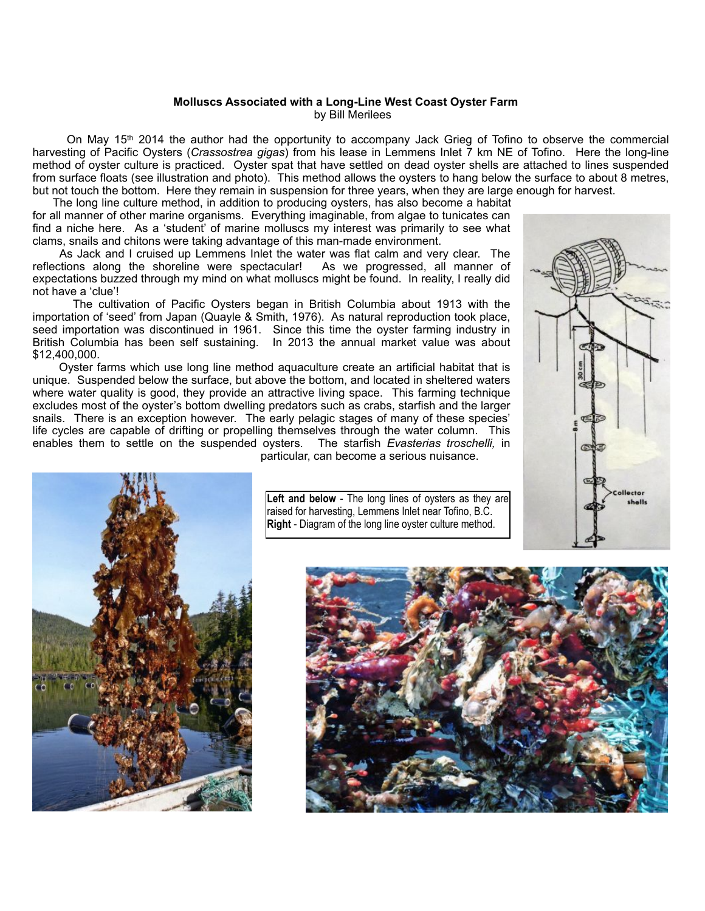**Molluscs Associated with a Long-Line West Coast Oyster Farm**
by Bill Merilees

On May 15th 2014 the author had the opportunity to accompany Jack Grieg of Tofino to observe the commercial harvesting of Pacific Oysters (*Crassostrea gigas*) from his lease in Lemmens Inlet 7 km NE of Tofino. Here the long-line method of oyster culture is practiced. Oyster spat that have settled on dead oyster shells are attached to lines suspended from surface floats (see illustration and photo). This method allows the oysters to hang below the surface to about 8 metres, but not touch the bottom. Here they remain in suspension for three years, when they are large enough for harvest.

The long line culture method, in addition to producing oysters, has also become a habitat for all manner of other marine organisms. Everything imaginable, from algae to tunicates can find a niche here. As a 'student' of marine molluscs my interest was primarily to see what clams, snails and chitons were taking advantage of this man-made environment.

As Jack and I cruised up Lemmens Inlet the water was flat calm and very clear. The reflections along the shoreline were spectacular! As we progressed, all manner of expectations buzzed through my mind on what molluscs might be found. In reality, I really did not have a 'clue'!

The cultivation of Pacific Oysters began in British Columbia about 1913 with the importation of 'seed' from Japan (Quayle & Smith, 1976). As natural reproduction took place, seed importation was discontinued in 1961. Since this time the oyster farming industry in British Columbia has been self sustaining. In 2013 the annual market value was about $12,400,000.

Oyster farms which use long line method aquaculture create an artificial habitat that is unique. Suspended below the surface, but above the bottom, and located in sheltered waters where water quality is good, they provide an attractive living space. This farming technique excludes most of the oyster's bottom dwelling predators such as crabs, starfish and the larger snails. There is an exception however. The early pelagic stages of many of these species' life cycles are capable of drifting or propelling themselves through the water column. This enables them to settle on the suspended oysters. The starfish *Evasterias troschelli,* in particular, can become a serious nuisance.

**Left and below** - The long lines of oysters as they are raised for harvesting, Lemmens Inlet near Tofino, B.C.
**Right** - Diagram of the long line oyster culture method.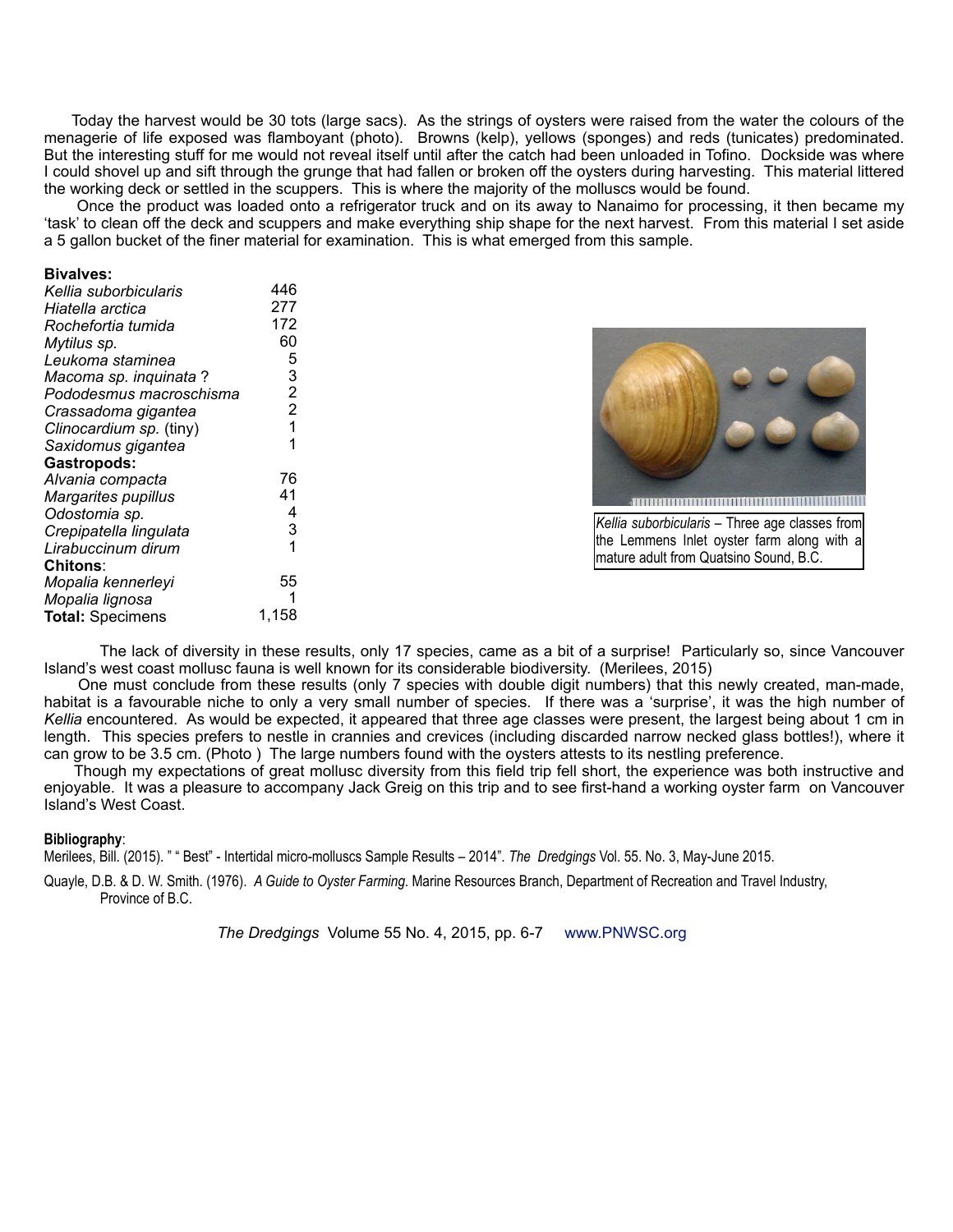Today the harvest would be 30 tots (large sacs). As the strings of oysters were raised from the water the colours of the menagerie of life exposed was flamboyant (photo). Browns (kelp), yellows (sponges) and reds (tunicates) predominated. But the interesting stuff for me would not reveal itself until after the catch had been unloaded in Tofino. Dockside was where I could shovel up and sift through the grunge that had fallen or broken off the oysters during harvesting. This material littered the working deck or settled in the scuppers. This is where the majority of the molluscs would be found.

Once the product was loaded onto a refrigerator truck and on its away to Nanaimo for processing, it then became my 'task' to clean off the deck and scuppers and make everything ship shape for the next harvest. From this material I set aside a 5 gallon bucket of the finer material for examination. This is what emerged from this sample.

| | |
|---|---|
| **Bivalves:** | |
| *Kellia suborbicularis* | 446 |
| *Hiatella arctica* | 277 |
| *Rochefortia tumida* | 172 |
| *Mytilus sp.* | 60 |
| *Leukoma staminea* | 5 |
| *Macoma sp. inquinata* ? | 3 |
| *Pododesmus macroschisma* | 2 |
| *Crassadoma gigantea* | 2 |
| *Clinocardium sp.* (tiny) | 1 |
| *Saxidomus gigantea* | 1 |
| **Gastropods:** | |
| *Alvania compacta* | 76 |
| *Margarites pupillus* | 41 |
| *Odostomia sp.* | 4 |
| *Crepipatella lingulata* | 3 |
| *Lirabuccinum dirum* | 1 |
| **Chitons**: | |
| *Mopalia kennerleyi* | 55 |
| *Mopalia lignosa* | 1 |
| **Total:** Specimens | 1,158 |

*Kellia suborbicularis* – Three age classes from the Lemmens Inlet oyster farm along with a mature adult from Quatsino Sound, B.C.

The lack of diversity in these results, only 17 species, came as a bit of a surprise! Particularly so, since Vancouver Island's west coast mollusc fauna is well known for its considerable biodiversity. (Merilees, 2015)

One must conclude from these results (only 7 species with double digit numbers) that this newly created, man-made, habitat is a favourable niche to only a very small number of species. If there was a 'surprise', it was the high number of *Kellia* encountered. As would be expected, it appeared that three age classes were present, the largest being about 1 cm in length. This species prefers to nestle in crannies and crevices (including discarded narrow necked glass bottles!), where it can grow to be 3.5 cm. (Photo ) The large numbers found with the oysters attests to its nestling preference.

Though my expectations of great mollusc diversity from this field trip fell short, the experience was both instructive and enjoyable. It was a pleasure to accompany Jack Greig on this trip and to see first-hand a working oyster farm on Vancouver Island's West Coast.

**Bibliography**:

Merilees, Bill. (2015). " " Best" - Intertidal micro-molluscs Sample Results – 2014". *The Dredgings* Vol. 55. No. 3, May-June 2015.

Quayle, D.B. & D. W. Smith. (1976). *A Guide to Oyster Farming*. Marine Resources Branch, Department of Recreation and Travel Industry, Province of B.C.